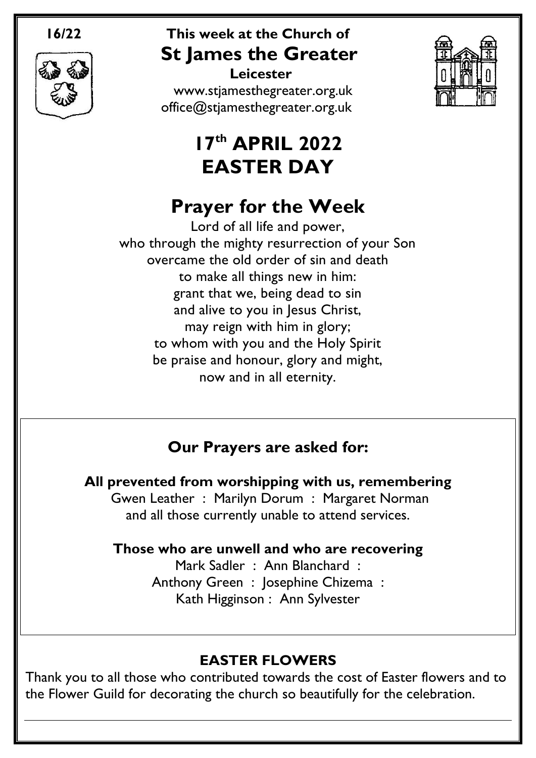16/22

# This week at the Church of St James the Greater

**Leicester**

www.stjamesthegreater.org.uk
office@stjamesthegreater.org.uk

# 17th APRIL 2022
# EASTER DAY

## Prayer for the Week

Lord of all life and power,
who through the mighty resurrection of your Son
overcame the old order of sin and death
to make all things new in him:
grant that we, being dead to sin
and alive to you in Jesus Christ,
may reign with him in glory;
to whom with you and the Holy Spirit
be praise and honour, glory and might,
now and in all eternity.

### Our Prayers are asked for:

**All prevented from worshipping with us, remembering**

Gwen Leather : Marilyn Dorum : Margaret Norman
and all those currently unable to attend services.

**Those who are unwell and who are recovering**

Mark Sadler : Ann Blanchard :
Anthony Green : Josephine Chizema :
Kath Higginson : Ann Sylvester

### EASTER FLOWERS

Thank you to all those who contributed towards the cost of Easter flowers and to the Flower Guild for decorating the church so beautifully for the celebration.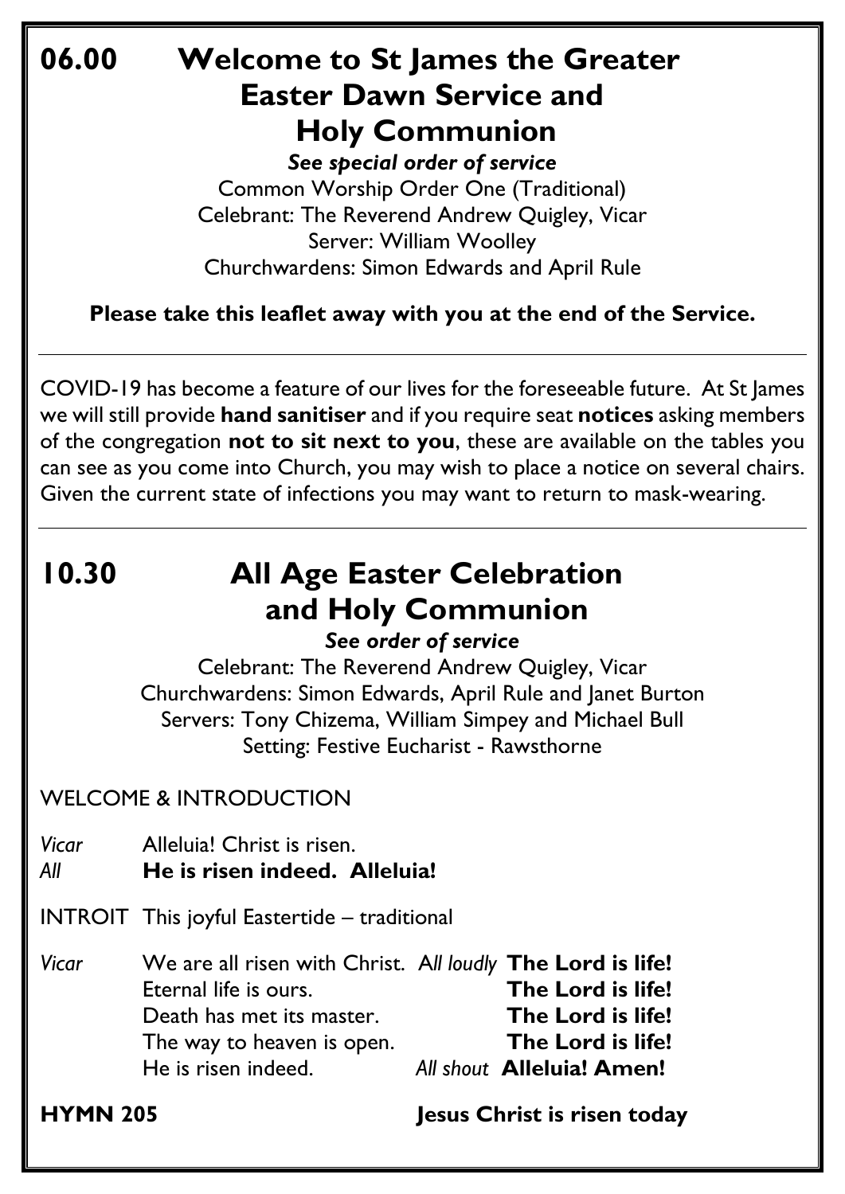## 06.00 Welcome to St James the Greater Easter Dawn Service and Holy Communion

***See special order of service***

Common Worship Order One (Traditional)
Celebrant: The Reverend Andrew Quigley, Vicar
Server: William Woolley
Churchwardens: Simon Edwards and April Rule

**Please take this leaflet away with you at the end of the Service.**

---

COVID-19 has become a feature of our lives for the foreseeable future. At St James we will still provide **hand sanitiser** and if you require seat **notices** asking members of the congregation **not to sit next to you**, these are available on the tables you can see as you come into Church, you may wish to place a notice on several chairs. Given the current state of infections you may want to return to mask-wearing.

---

## 10.30 All Age Easter Celebration and Holy Communion

***See order of service***

Celebrant: The Reverend Andrew Quigley, Vicar
Churchwardens: Simon Edwards, April Rule and Janet Burton
Servers: Tony Chizema, William Simpey and Michael Bull
Setting: Festive Eucharist - Rawsthorne

WELCOME & INTRODUCTION

*Vicar* Alleluia! Christ is risen.
*All* **He is risen indeed. Alleluia!**

INTROIT This joyful Eastertide – traditional

*Vicar* We are all risen with Christ. *All loudly* **The Lord is life!**
Eternal life is ours. **The Lord is life!**
Death has met its master. **The Lord is life!**
The way to heaven is open. **The Lord is life!**
He is risen indeed. *All shout* **Alleluia! Amen!**

**HYMN 205** **Jesus Christ is risen today**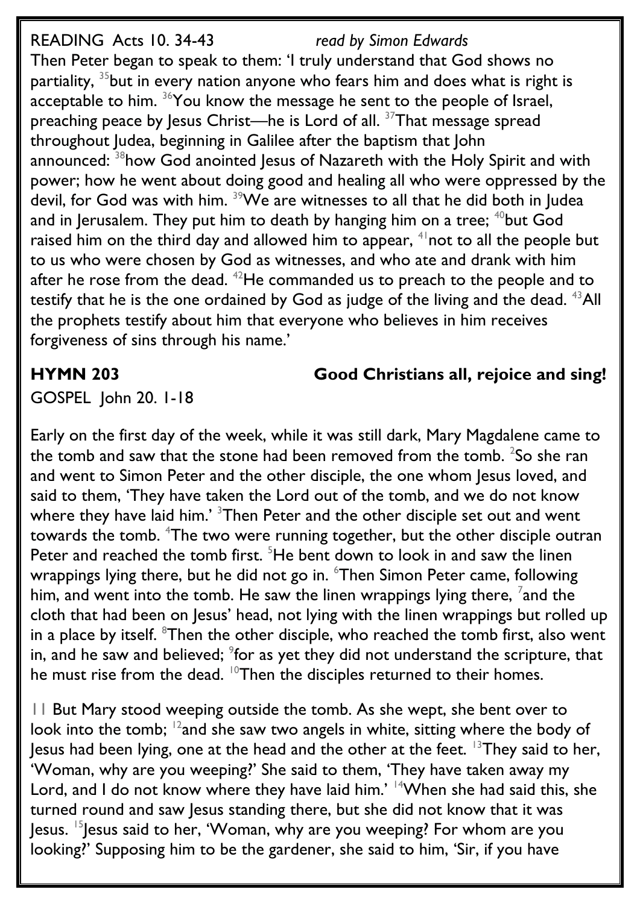READING Acts 10. 34-43 *read by Simon Edwards*

Then Peter began to speak to them: 'I truly understand that God shows no partiality, [35]but in every nation anyone who fears him and does what is right is acceptable to him. [36]You know the message he sent to the people of Israel, preaching peace by Jesus Christ—he is Lord of all. [37]That message spread throughout Judea, beginning in Galilee after the baptism that John announced: [38]how God anointed Jesus of Nazareth with the Holy Spirit and with power; how he went about doing good and healing all who were oppressed by the devil, for God was with him. [39]We are witnesses to all that he did both in Judea and in Jerusalem. They put him to death by hanging him on a tree; [40]but God raised him on the third day and allowed him to appear, [41]not to all the people but to us who were chosen by God as witnesses, and who ate and drank with him after he rose from the dead. [42]He commanded us to preach to the people and to testify that he is the one ordained by God as judge of the living and the dead. [43]All the prophets testify about him that everyone who believes in him receives forgiveness of sins through his name.'

**HYMN 203 Good Christians all, rejoice and sing!**

GOSPEL John 20. 1-18

Early on the first day of the week, while it was still dark, Mary Magdalene came to the tomb and saw that the stone had been removed from the tomb. [2]So she ran and went to Simon Peter and the other disciple, the one whom Jesus loved, and said to them, 'They have taken the Lord out of the tomb, and we do not know where they have laid him.' [3]Then Peter and the other disciple set out and went towards the tomb. [4]The two were running together, but the other disciple outran Peter and reached the tomb first. [5]He bent down to look in and saw the linen wrappings lying there, but he did not go in. [6]Then Simon Peter came, following him, and went into the tomb. He saw the linen wrappings lying there, [7]and the cloth that had been on Jesus' head, not lying with the linen wrappings but rolled up in a place by itself. [8]Then the other disciple, who reached the tomb first, also went in, and he saw and believed; [9]for as yet they did not understand the scripture, that he must rise from the dead. [10]Then the disciples returned to their homes.

11 But Mary stood weeping outside the tomb. As she wept, she bent over to look into the tomb; [12]and she saw two angels in white, sitting where the body of Jesus had been lying, one at the head and the other at the feet. [13]They said to her, 'Woman, why are you weeping?' She said to them, 'They have taken away my Lord, and I do not know where they have laid him.' [14]When she had said this, she turned round and saw Jesus standing there, but she did not know that it was Jesus. [15]Jesus said to her, 'Woman, why are you weeping? For whom are you looking?' Supposing him to be the gardener, she said to him, 'Sir, if you have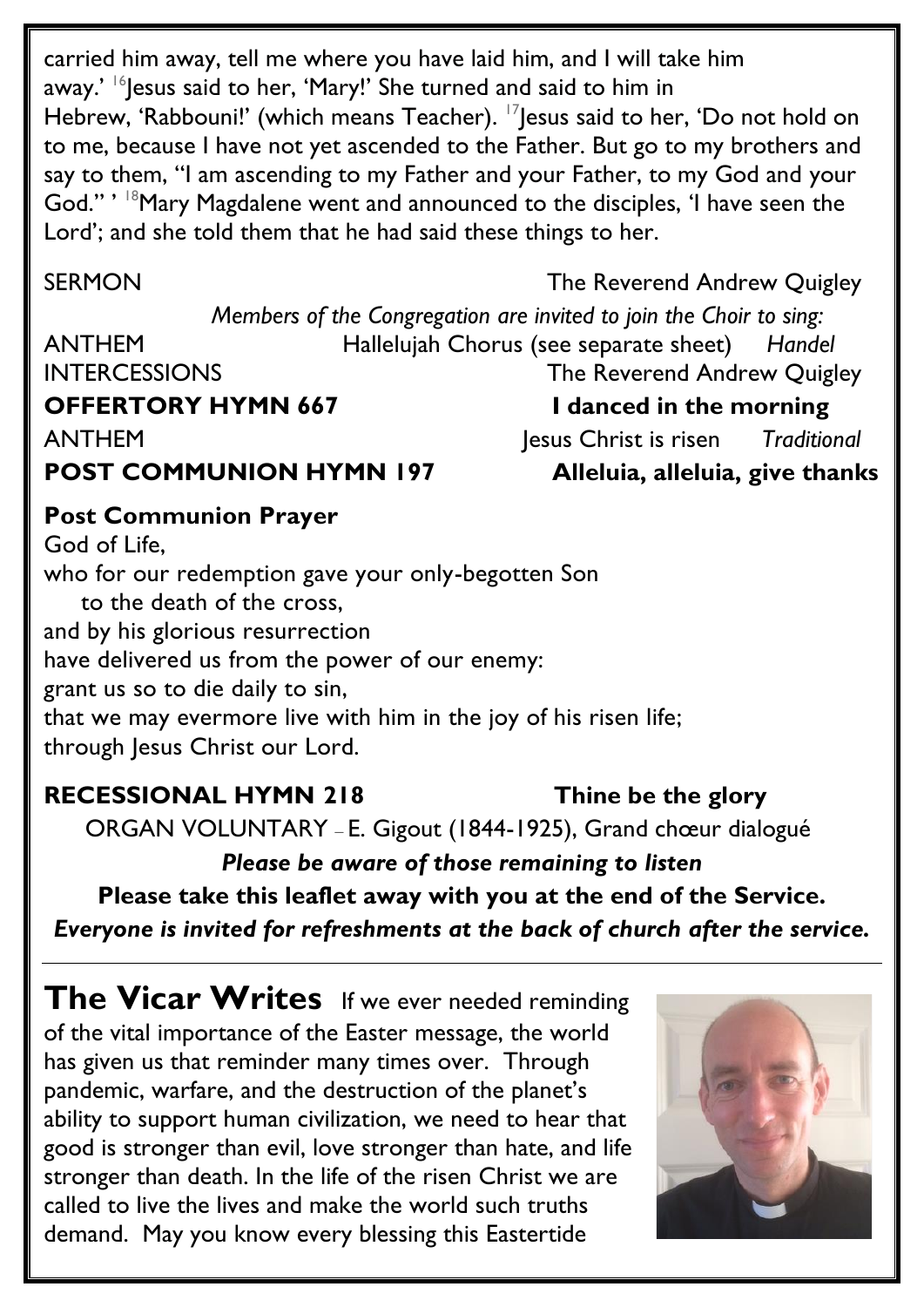carried him away, tell me where you have laid him, and I will take him away.' [16]Jesus said to her, 'Mary!' She turned and said to him in Hebrew, 'Rabbouni!' (which means Teacher). [17]Jesus said to her, 'Do not hold on to me, because I have not yet ascended to the Father. But go to my brothers and say to them, "I am ascending to my Father and your Father, to my God and your God." ' [18]Mary Magdalene went and announced to the disciples, 'I have seen the Lord'; and she told them that he had said these things to her.

SERMON — The Reverend Andrew Quigley

*Members of the Congregation are invited to join the Choir to sing:*

ANTHEM — Hallelujah Chorus (see separate sheet) *Handel*

INTERCESSIONS — The Reverend Andrew Quigley

**OFFERTORY HYMN 667 — I danced in the morning**

ANTHEM — Jesus Christ is risen *Traditional*

**POST COMMUNION HYMN 197 — Alleluia, alleluia, give thanks**

**Post Communion Prayer**

God of Life,
who for our redemption gave your only-begotten Son
to the death of the cross,
and by his glorious resurrection
have delivered us from the power of our enemy:
grant us so to die daily to sin,
that we may evermore live with him in the joy of his risen life;
through Jesus Christ our Lord.

**RECESSIONAL HYMN 218 — Thine be the glory**

ORGAN VOLUNTARY – E. Gigout (1844-1925), Grand chœur dialogué

***Please be aware of those remaining to listen***

**Please take this leaflet away with you at the end of the Service.**

***Everyone is invited for refreshments at the back of church after the service.***

## The Vicar Writes

If we ever needed reminding of the vital importance of the Easter message, the world has given us that reminder many times over. Through pandemic, warfare, and the destruction of the planet's ability to support human civilization, we need to hear that good is stronger than evil, love stronger than hate, and life stronger than death. In the life of the risen Christ we are called to live the lives and make the world such truths demand. May you know every blessing this Eastertide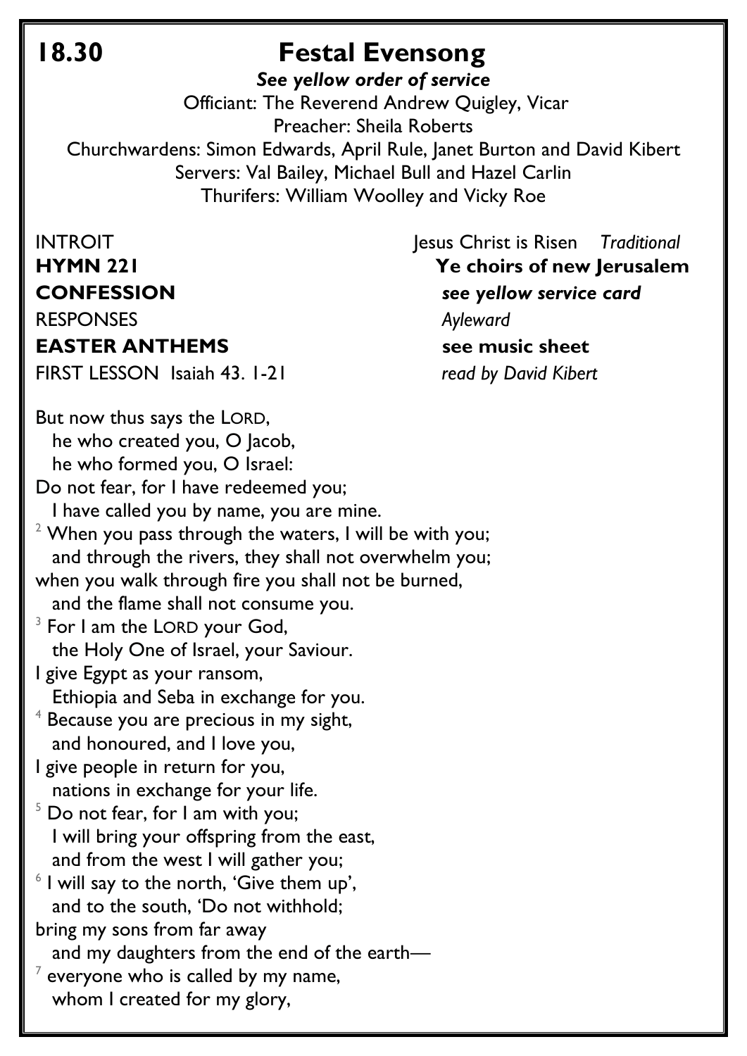## 18.30 Festal Evensong

***See yellow order of service***

Officiant: The Reverend Andrew Quigley, Vicar
Preacher: Sheila Roberts
Churchwardens: Simon Edwards, April Rule, Janet Burton and David Kibert
Servers: Val Bailey, Michael Bull and Hazel Carlin
Thurifers: William Woolley and Vicky Roe

INTROIT — Jesus Christ is Risen *Traditional*

**HYMN 221** — **Ye choirs of new Jerusalem**

**CONFESSION** — ***see yellow service card***

RESPONSES — *Ayleward*

**EASTER ANTHEMS** — **see music sheet**

FIRST LESSON Isaiah 43. 1-21 — *read by David Kibert*

But now thus says the LORD,
 he who created you, O Jacob,
 he who formed you, O Israel:
Do not fear, for I have redeemed you;
 I have called you by name, you are mine.
[2] When you pass through the waters, I will be with you;
 and through the rivers, they shall not overwhelm you;
when you walk through fire you shall not be burned,
 and the flame shall not consume you.
[3] For I am the LORD your God,
 the Holy One of Israel, your Saviour.
I give Egypt as your ransom,
 Ethiopia and Seba in exchange for you.
[4] Because you are precious in my sight,
 and honoured, and I love you,
I give people in return for you,
 nations in exchange for your life.
[5] Do not fear, for I am with you;
 I will bring your offspring from the east,
 and from the west I will gather you;
[6] I will say to the north, 'Give them up',
 and to the south, 'Do not withhold;
bring my sons from far away
 and my daughters from the end of the earth—
[7] everyone who is called by my name,
 whom I created for my glory,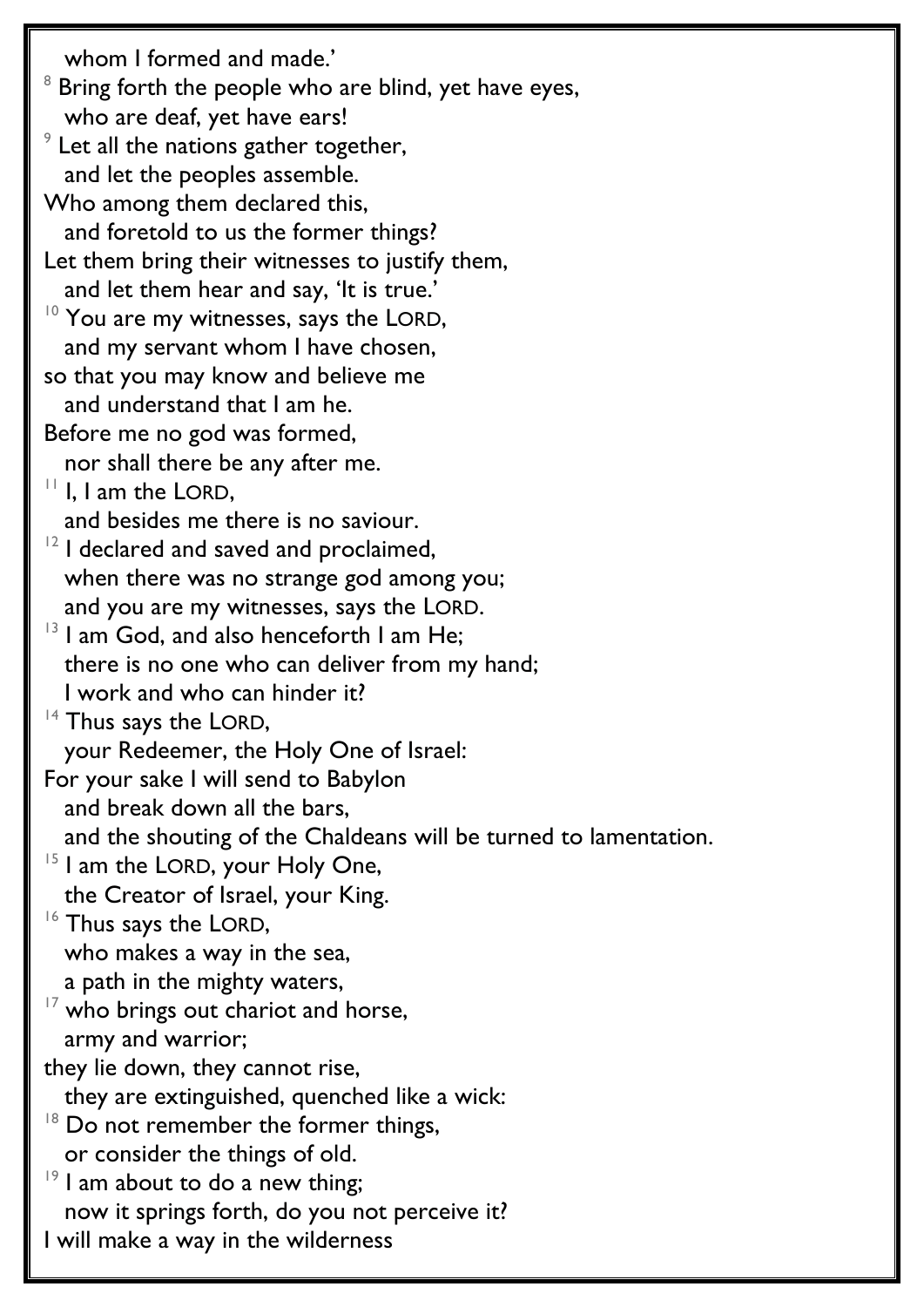whom I formed and made.'

[8] Bring forth the people who are blind, yet have eyes,
  who are deaf, yet have ears!
[9] Let all the nations gather together,
  and let the peoples assemble.
Who among them declared this,
  and foretold to us the former things?
Let them bring their witnesses to justify them,
  and let them hear and say, 'It is true.'
[10] You are my witnesses, says the LORD,
  and my servant whom I have chosen,
so that you may know and believe me
  and understand that I am he.
Before me no god was formed,
  nor shall there be any after me.
[11] I, I am the LORD,
  and besides me there is no saviour.
[12] I declared and saved and proclaimed,
  when there was no strange god among you;
  and you are my witnesses, says the LORD.
[13] I am God, and also henceforth I am He;
  there is no one who can deliver from my hand;
  I work and who can hinder it?
[14] Thus says the LORD,
  your Redeemer, the Holy One of Israel:
For your sake I will send to Babylon
  and break down all the bars,
  and the shouting of the Chaldeans will be turned to lamentation.
[15] I am the LORD, your Holy One,
  the Creator of Israel, your King.
[16] Thus says the LORD,
  who makes a way in the sea,
  a path in the mighty waters,
[17] who brings out chariot and horse,
  army and warrior;
they lie down, they cannot rise,
  they are extinguished, quenched like a wick:
[18] Do not remember the former things,
  or consider the things of old.
[19] I am about to do a new thing;
  now it springs forth, do you not perceive it?
I will make a way in the wilderness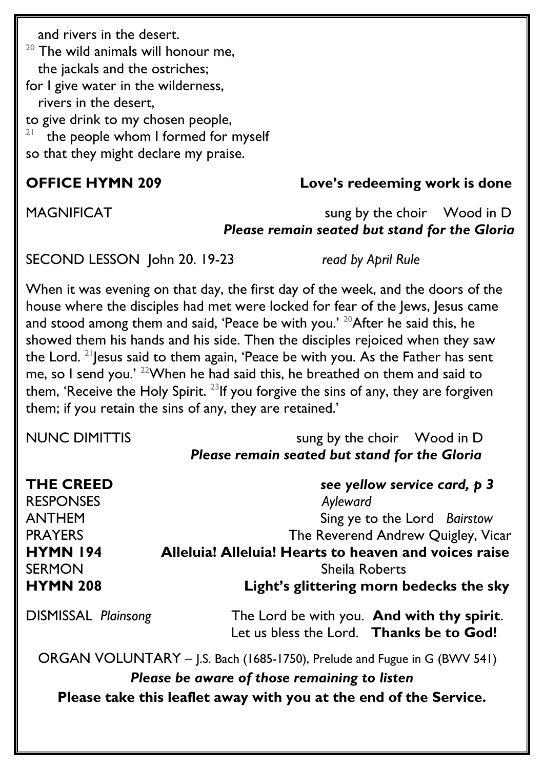and rivers in the desert.
[20] The wild animals will honour me,
the jackals and the ostriches;
for I give water in the wilderness,
rivers in the desert,
to give drink to my chosen people,
[21] the people whom I formed for myself
so that they might declare my praise.

**OFFICE HYMN 209** **Love's redeeming work is done**

MAGNIFICAT sung by the choir Wood in D
***Please remain seated but stand for the Gloria***

SECOND LESSON John 20. 19-23 *read by April Rule*

When it was evening on that day, the first day of the week, and the doors of the house where the disciples had met were locked for fear of the Jews, Jesus came and stood among them and said, 'Peace be with you.' [20]After he said this, he showed them his hands and his side. Then the disciples rejoiced when they saw the Lord. [21]Jesus said to them again, 'Peace be with you. As the Father has sent me, so I send you.' [22]When he had said this, he breathed on them and said to them, 'Receive the Holy Spirit. [23]If you forgive the sins of any, they are forgiven them; if you retain the sins of any, they are retained.'

NUNC DIMITTIS sung by the choir Wood in D
***Please remain seated but stand for the Gloria***

**THE CREED** ***see yellow service card, p 3***
RESPONSES *Ayleward*
ANTHEM Sing ye to the Lord *Bairstow*
PRAYERS The Reverend Andrew Quigley, Vicar
**HYMN 194** **Alleluia! Alleluia! Hearts to heaven and voices raise**
SERMON Sheila Roberts
**HYMN 208** **Light's glittering morn bedecks the sky**

DISMISSAL *Plainsong* The Lord be with you. **And with thy spirit**.
Let us bless the Lord. **Thanks be to God!**

ORGAN VOLUNTARY – J.S. Bach (1685-1750), Prelude and Fugue in G (BWV 541)

***Please be aware of those remaining to listen***

**Please take this leaflet away with you at the end of the Service.**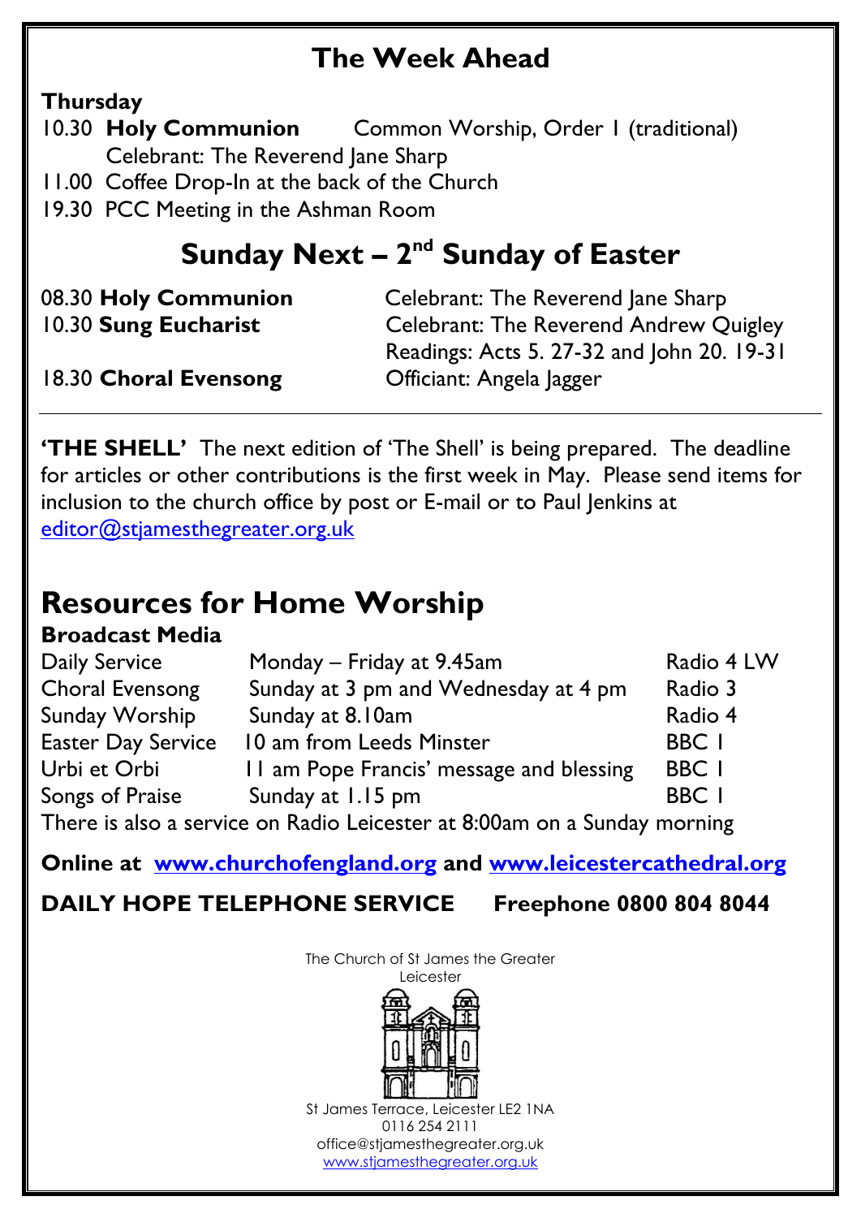# The Week Ahead

**Thursday**

10.30 **Holy Communion** Common Worship, Order 1 (traditional)
Celebrant: The Reverend Jane Sharp

11.00 Coffee Drop-In at the back of the Church

19.30 PCC Meeting in the Ashman Room

# Sunday Next – 2nd Sunday of Easter

| | |
|---|---|
| 08.30 **Holy Communion** | Celebrant: The Reverend Jane Sharp |
| 10.30 **Sung Eucharist** | Celebrant: The Reverend Andrew Quigley<br>Readings: Acts 5. 27-32 and John 20. 19-31 |
| 18.30 **Choral Evensong** | Officiant: Angela Jagger |

---

**'THE SHELL'** The next edition of 'The Shell' is being prepared. The deadline for articles or other contributions is the first week in May. Please send items for inclusion to the church office by post or E-mail or to Paul Jenkins at editor@stjamesthegreater.org.uk

# Resources for Home Worship

**Broadcast Media**

| | | |
|---|---|---|
| Daily Service | Monday – Friday at 9.45am | Radio 4 LW |
| Choral Evensong | Sunday at 3 pm and Wednesday at 4 pm | Radio 3 |
| Sunday Worship | Sunday at 8.10am | Radio 4 |
| Easter Day Service | 10 am from Leeds Minster | BBC 1 |
| Urbi et Orbi | 11 am Pope Francis' message and blessing | BBC 1 |
| Songs of Praise | Sunday at 1.15 pm | BBC 1 |

There is also a service on Radio Leicester at 8:00am on a Sunday morning

**Online at www.churchofengland.org and www.leicestercathedral.org**

**DAILY HOPE TELEPHONE SERVICE Freephone 0800 804 8044**

The Church of St James the Greater
Leicester

St James Terrace, Leicester LE2 1NA
0116 254 2111
office@stjamesthegreater.org.uk
www.stjamesthegreater.org.uk